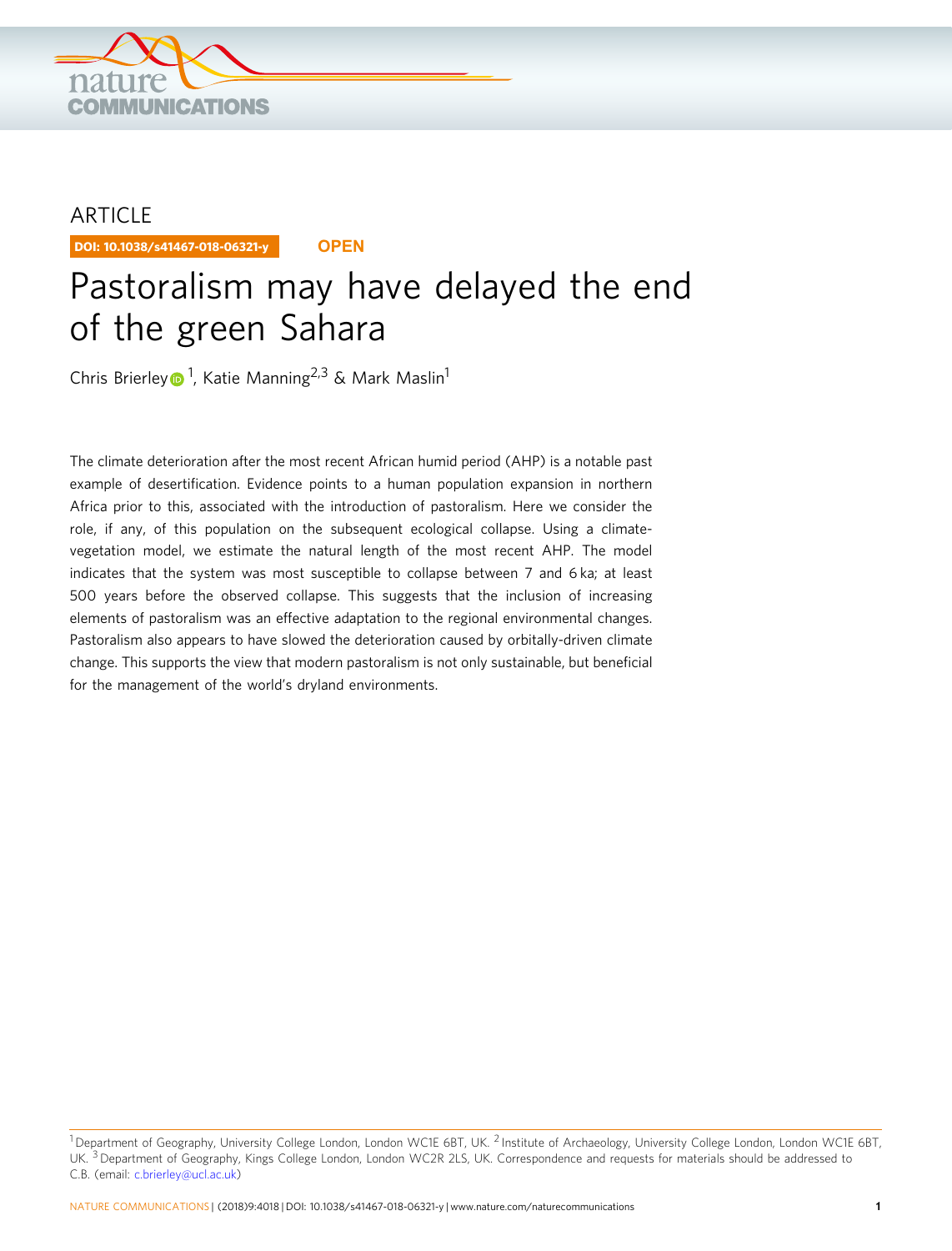ARTICLE

DOI: 10.1038/s41467-018-06321-y **OPEN**

# Pastoralism may have delayed the end of the green Sahara

Chris Brierley[1], Katie Manning[2,3] & Mark Maslin[1]

The climate deterioration after the most recent African humid period (AHP) is a notable past example of desertification. Evidence points to a human population expansion in northern Africa prior to this, associated with the introduction of pastoralism. Here we consider the role, if any, of this population on the subsequent ecological collapse. Using a climate-vegetation model, we estimate the natural length of the most recent AHP. The model indicates that the system was most susceptible to collapse between 7 and 6 ka; at least 500 years before the observed collapse. This suggests that the inclusion of increasing elements of pastoralism was an effective adaptation to the regional environmental changes. Pastoralism also appears to have slowed the deterioration caused by orbitally-driven climate change. This supports the view that modern pastoralism is not only sustainable, but beneficial for the management of the world's dryland environments.

[1] Department of Geography, University College London, London WC1E 6BT, UK. [2] Institute of Archaeology, University College London, London WC1E 6BT, UK. [3] Department of Geography, Kings College London, London WC2R 2LS, UK. Correspondence and requests for materials should be addressed to C.B. (email: c.brierley@ucl.ac.uk)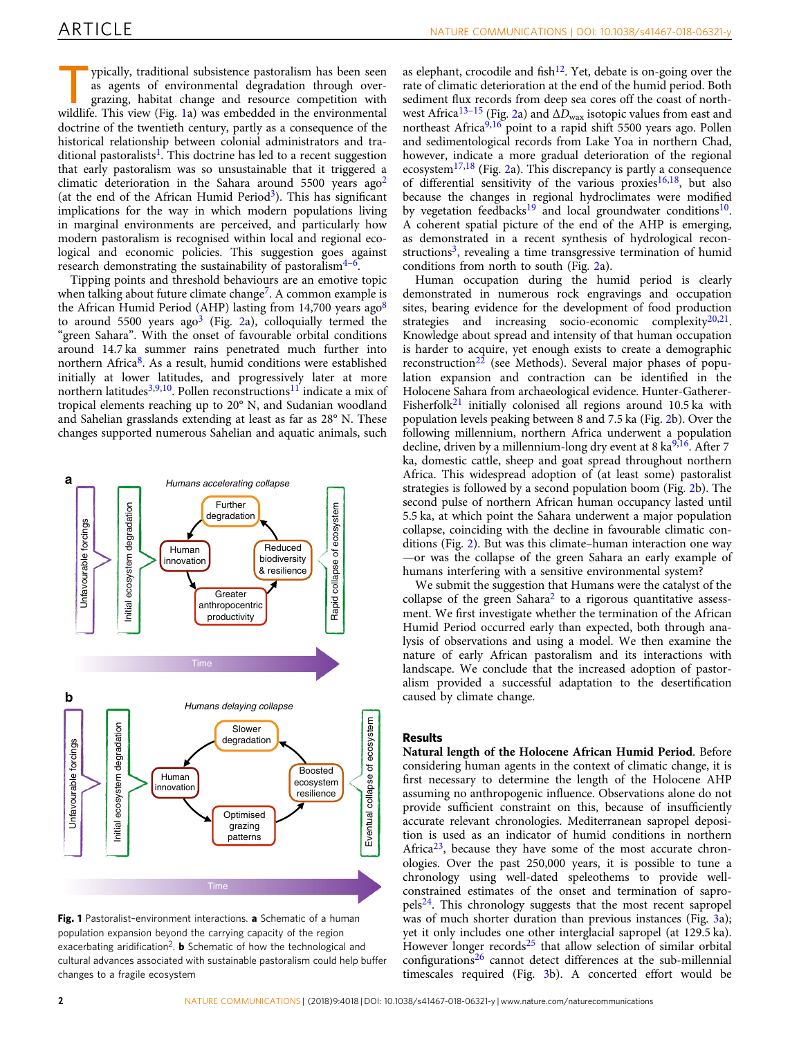Typically, traditional subsistence pastoralism has been seen as agents of environmental degradation through overgrazing, habitat change and resource competition with wildlife. This view (Fig. 1a) was embedded in the environmental doctrine of the twentieth century, partly as a consequence of the historical relationship between colonial administrators and traditional pastoralists[1]. This doctrine has led to a recent suggestion that early pastoralism was so unsustainable that it triggered a climatic deterioration in the Sahara around 5500 years ago[2] (at the end of the African Humid Period[3]). This has significant implications for the way in which modern populations living in marginal environments are perceived, and particularly how modern pastoralism is recognised within local and regional ecological and economic policies. This suggestion goes against research demonstrating the sustainability of pastoralism[4–6].

Tipping points and threshold behaviours are an emotive topic when talking about future climate change[7]. A common example is the African Humid Period (AHP) lasting from 14,700 years ago[8] to around 5500 years ago[3] (Fig. 2a), colloquially termed the "green Sahara". With the onset of favourable orbital conditions around 14.7 ka summer rains penetrated much further into northern Africa[8]. As a result, humid conditions were established initially at lower latitudes, and progressively later at more northern latitudes[3,9,10]. Pollen reconstructions[11] indicate a mix of tropical elements reaching up to 20° N, and Sudanian woodland and Sahelian grasslands extending at least as far as 28° N. These changes supported numerous Sahelian and aquatic animals, such as elephant, crocodile and fish[12]. Yet, debate is on-going over the rate of climatic deterioration at the end of the humid period. Both sediment flux records from deep sea cores off the coast of northwest Africa[13–15] (Fig. 2a) and $\Delta D_{wax}$ isotopic values from east and northeast Africa[9,16] point to a rapid shift 5500 years ago. Pollen and sedimentological records from Lake Yoa in northern Chad, however, indicate a more gradual deterioration of the regional ecosystem[17,18] (Fig. 2a). This discrepancy is partly a consequence of differential sensitivity of the various proxies[16,18], but also because the changes in regional hydroclimates were modified by vegetation feedbacks[19] and local groundwater conditions[10]. A coherent spatial picture of the end of the AHP is emerging, as demonstrated in a recent synthesis of hydrological reconstructions[3], revealing a time transgressive termination of humid conditions from north to south (Fig. 2a).

Human occupation during the humid period is clearly demonstrated in numerous rock engravings and occupation sites, bearing evidence for the development of food production strategies and increasing socio-economic complexity[20,21]. Knowledge about spread and intensity of that human occupation is harder to acquire, yet enough exists to create a demographic reconstruction[22] (see Methods). Several major phases of population expansion and contraction can be identified in the Holocene Sahara from archaeological evidence. Hunter-Gatherer-Fisherfolk[21] initially colonised all regions around 10.5 ka with population levels peaking between 8 and 7.5 ka (Fig. 2b). Over the following millennium, northern Africa underwent a population decline, driven by a millennium-long dry event at 8 ka[9,16]. After 7 ka, domestic cattle, sheep and goat spread throughout northern Africa. This widespread adoption of (at least some) pastoralist strategies is followed by a second population boom (Fig. 2b). The second pulse of northern African human occupancy lasted until 5.5 ka, at which point the Sahara underwent a major population collapse, coinciding with the decline in favourable climatic conditions (Fig. 2). But was this climate–human interaction one way—or was the collapse of the green Sahara an early example of humans interfering with a sensitive environmental system?

We submit the suggestion that Humans were the catalyst of the collapse of the green Sahara[2] to a rigorous quantitative assessment. We first investigate whether the termination of the African Humid Period occurred early than expected, both through analysis of observations and using a model. We then examine the nature of early African pastoralism and its interactions with landscape. We conclude that the increased adoption of pastoralism provided a successful adaptation to the desertification caused by climate change.

**Fig. 1** Pastoralist-environment interactions. **a** Schematic of a human population expansion beyond the carrying capacity of the region exacerbating aridification[2]. **b** Schematic of how the technological and cultural advances associated with sustainable pastoralism could help buffer changes to a fragile ecosystem

## Results

**Natural length of the Holocene African Humid Period**. Before considering human agents in the context of climatic change, it is first necessary to determine the length of the Holocene AHP assuming no anthropogenic influence. Observations alone do not provide sufficient constraint on this, because of insufficiently accurate relevant chronologies. Mediterranean sapropel deposition is used as an indicator of humid conditions in northern Africa[23], because they have some of the most accurate chronologies. Over the past 250,000 years, it is possible to tune a chronology using well-dated speleothems to provide well-constrained estimates of the onset and termination of sapropels[24]. This chronology suggests that the most recent sapropel was of much shorter duration than previous instances (Fig. 3a); yet it only includes one other interglacial sapropel (at 129.5 ka). However longer records[25] that allow selection of similar orbital configurations[26] cannot detect differences at the sub-millennial timescales required (Fig. 3b). A concerted effort would be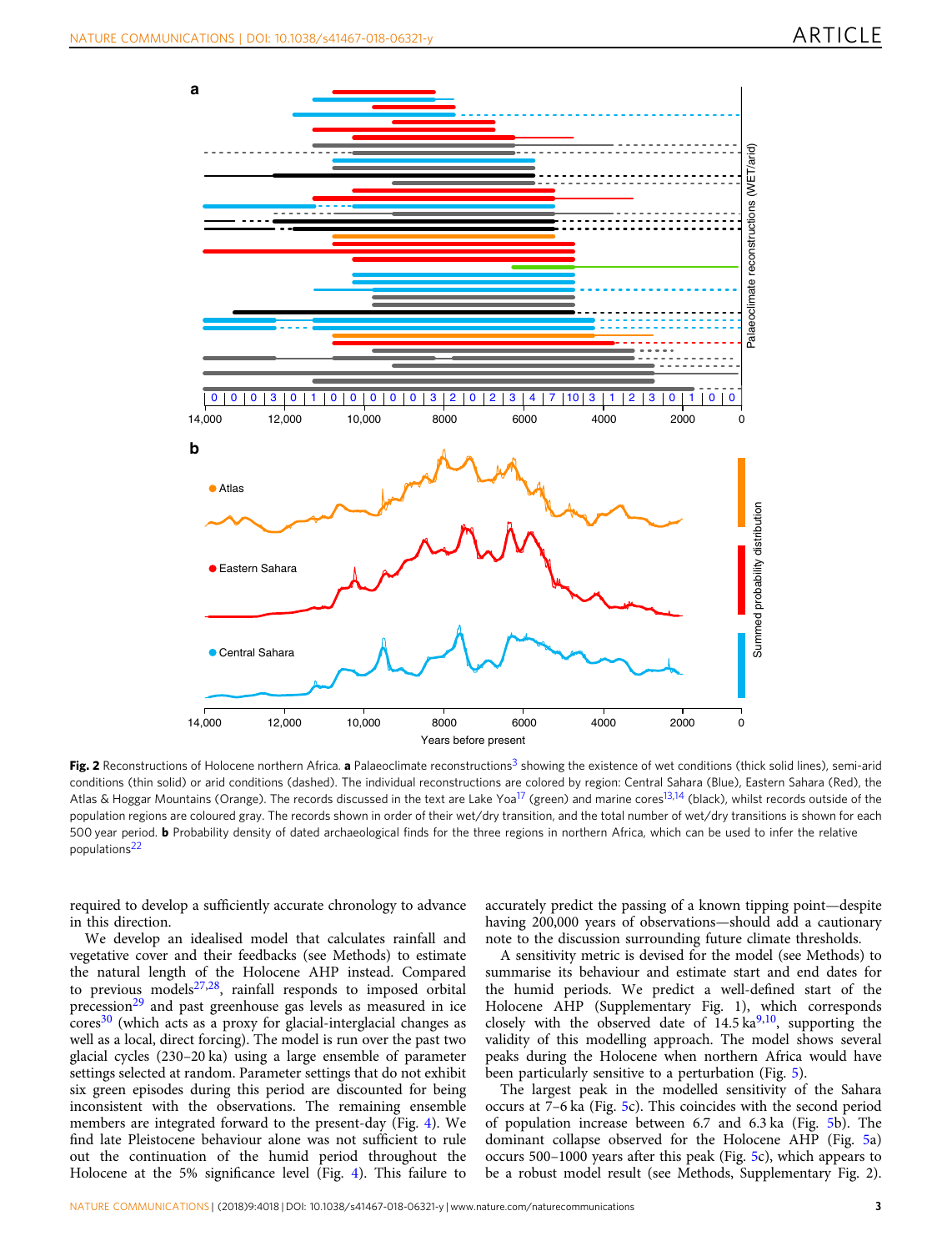Fig. 2 Reconstructions of Holocene northern Africa. **a** Palaeoclimate reconstructions[3] showing the existence of wet conditions (thick solid lines), semi-arid conditions (thin solid) or arid conditions (dashed). The individual reconstructions are colored by region: Central Sahara (Blue), Eastern Sahara (Red), the Atlas & Hoggar Mountains (Orange). The records discussed in the text are Lake Yoa[17] (green) and marine cores[13,14] (black), whilst records outside of the population regions are coloured gray. The records shown in order of their wet/dry transition, and the total number of wet/dry transitions is shown for each 500 year period. **b** Probability density of dated archaeological finds for the three regions in northern Africa, which can be used to infer the relative populations[22]

required to develop a sufficiently accurate chronology to advance in this direction.

We develop an idealised model that calculates rainfall and vegetative cover and their feedbacks (see Methods) to estimate the natural length of the Holocene AHP instead. Compared to previous models[27,28], rainfall responds to imposed orbital precession[29] and past greenhouse gas levels as measured in ice cores[30] (which acts as a proxy for glacial-interglacial changes as well as a local, direct forcing). The model is run over the past two glacial cycles (230–20 ka) using a large ensemble of parameter settings selected at random. Parameter settings that do not exhibit six green episodes during this period are discounted for being inconsistent with the observations. The remaining ensemble members are integrated forward to the present-day (Fig. 4). We find late Pleistocene behaviour alone was not sufficient to rule out the continuation of the humid period throughout the Holocene at the 5% significance level (Fig. 4). This failure to accurately predict the passing of a known tipping point—despite having 200,000 years of observations—should add a cautionary note to the discussion surrounding future climate thresholds.

A sensitivity metric is devised for the model (see Methods) to summarise its behaviour and estimate start and end dates for the humid periods. We predict a well-defined start of the Holocene AHP (Supplementary Fig. 1), which corresponds closely with the observed date of 14.5 ka[9,10], supporting the validity of this modelling approach. The model shows several peaks during the Holocene when northern Africa would have been particularly sensitive to a perturbation (Fig. 5).

The largest peak in the modelled sensitivity of the Sahara occurs at 7–6 ka (Fig. 5c). This coincides with the second period of population increase between 6.7 and 6.3 ka (Fig. 5b). The dominant collapse observed for the Holocene AHP (Fig. 5a) occurs 500–1000 years after this peak (Fig. 5c), which appears to be a robust model result (see Methods, Supplementary Fig. 2).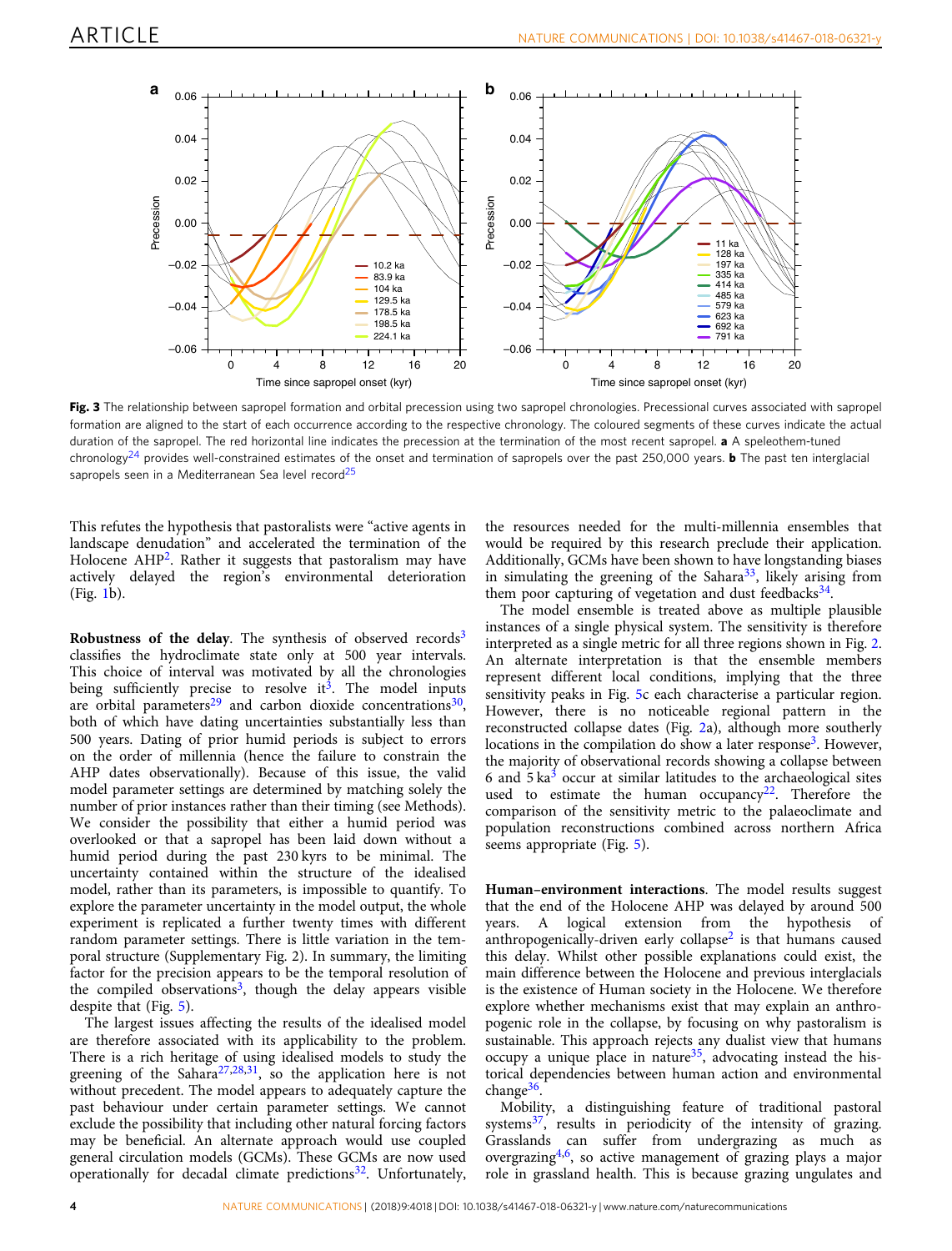**Fig. 3** The relationship between sapropel formation and orbital precession using two sapropel chronologies. Precessional curves associated with sapropel formation are aligned to the start of each occurrence according to the respective chronology. The coloured segments of these curves indicate the actual duration of the sapropel. The red horizontal line indicates the precession at the termination of the most recent sapropel. **a** A speleothem-tuned chronology[24] provides well-constrained estimates of the onset and termination of sapropels over the past 250,000 years. **b** The past ten interglacial sapropels seen in a Mediterranean Sea level record[25]

This refutes the hypothesis that pastoralists were "active agents in landscape denudation" and accelerated the termination of the Holocene AHP[2]. Rather it suggests that pastoralism may have actively delayed the region's environmental deterioration (Fig. 1b).

**Robustness of the delay**. The synthesis of observed records[3] classifies the hydroclimate state only at 500 year intervals. This choice of interval was motivated by all the chronologies being sufficiently precise to resolve it[3]. The model inputs are orbital parameters[29] and carbon dioxide concentrations[30], both of which have dating uncertainties substantially less than 500 years. Dating of prior humid periods is subject to errors on the order of millennia (hence the failure to constrain the AHP dates observationally). Because of this issue, the valid model parameter settings are determined by matching solely the number of prior instances rather than their timing (see Methods). We consider the possibility that either a humid period was overlooked or that a sapropel has been laid down without a humid period during the past 230 kyrs to be minimal. The uncertainty contained within the structure of the idealised model, rather than its parameters, is impossible to quantify. To explore the parameter uncertainty in the model output, the whole experiment is replicated a further twenty times with different random parameter settings. There is little variation in the temporal structure (Supplementary Fig. 2). In summary, the limiting factor for the precision appears to be the temporal resolution of the compiled observations[3], though the delay appears visible despite that (Fig. 5).

The largest issues affecting the results of the idealised model are therefore associated with its applicability to the problem. There is a rich heritage of using idealised models to study the greening of the Sahara[27,28,31], so the application here is not without precedent. The model appears to adequately capture the past behaviour under certain parameter settings. We cannot exclude the possibility that including other natural forcing factors may be beneficial. An alternate approach would use coupled general circulation models (GCMs). These GCMs are now used operationally for decadal climate predictions[32]. Unfortunately, the resources needed for the multi-millennia ensembles that would be required by this research preclude their application. Additionally, GCMs have been shown to have longstanding biases in simulating the greening of the Sahara[33], likely arising from them poor capturing of vegetation and dust feedbacks[34].

The model ensemble is treated above as multiple plausible instances of a single physical system. The sensitivity is therefore interpreted as a single metric for all three regions shown in Fig. 2. An alternate interpretation is that the ensemble members represent different local conditions, implying that the three sensitivity peaks in Fig. 5c each characterise a particular region. However, there is no noticeable regional pattern in the reconstructed collapse dates (Fig. 2a), although more southerly locations in the compilation do show a later response[3]. However, the majority of observational records showing a collapse between 6 and 5 ka[3] occur at similar latitudes to the archaeological sites used to estimate the human occupancy[22]. Therefore the comparison of the sensitivity metric to the palaeoclimate and population reconstructions combined across northern Africa seems appropriate (Fig. 5).

**Human–environment interactions**. The model results suggest that the end of the Holocene AHP was delayed by around 500 years. A logical extension from the hypothesis of anthropogenically-driven early collapse[2] is that humans caused this delay. Whilst other possible explanations could exist, the main difference between the Holocene and previous interglacials is the existence of Human society in the Holocene. We therefore explore whether mechanisms exist that may explain an anthropogenic role in the collapse, by focusing on why pastoralism is sustainable. This approach rejects any dualist view that humans occupy a unique place in nature[35], advocating instead the historical dependencies between human action and environmental change[36].

Mobility, a distinguishing feature of traditional pastoral systems[37], results in periodicity of the intensity of grazing. Grasslands can suffer from undergrazing as much as overgrazing[4,6], so active management of grazing plays a major role in grassland health. This is because grazing ungulates and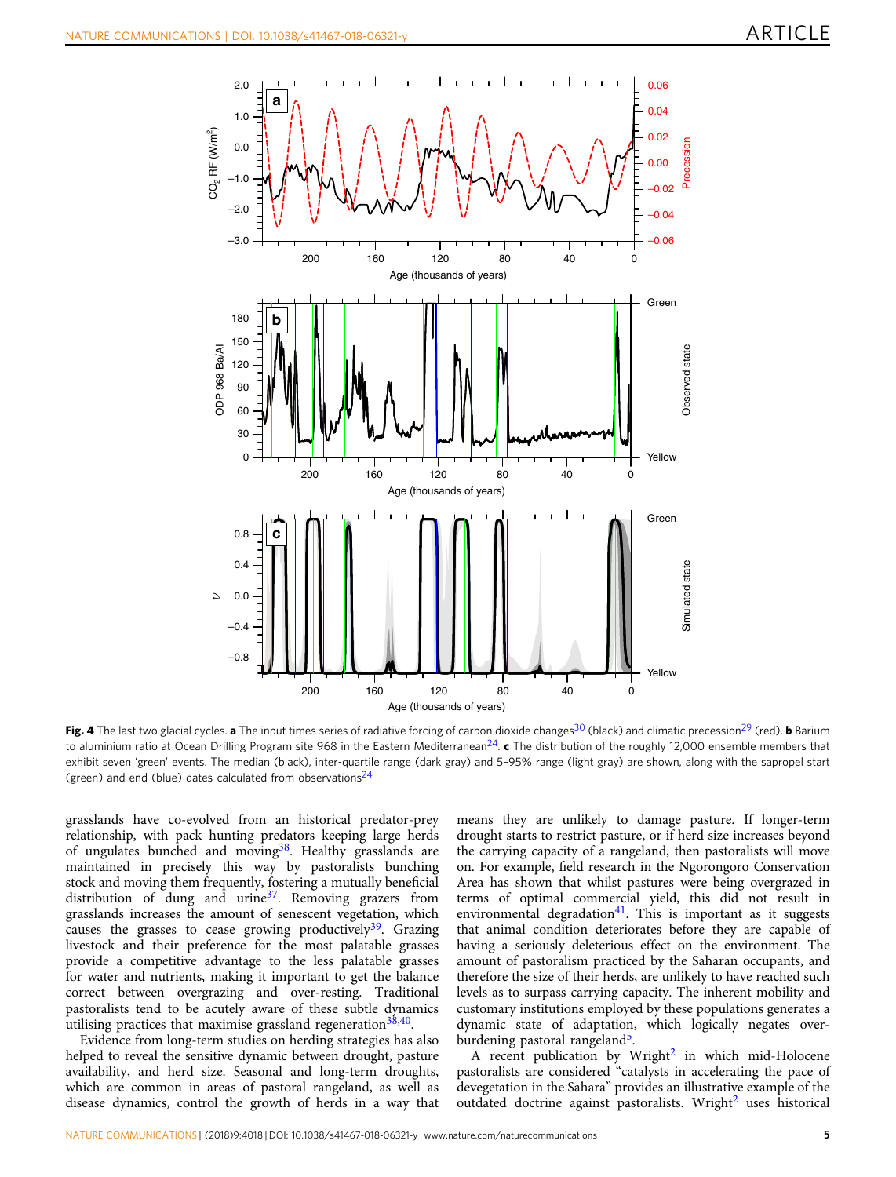Fig. 4 The last two glacial cycles. **a** The input times series of radiative forcing of carbon dioxide changes[30] (black) and climatic precession[29] (red). **b** Barium to aluminium ratio at Ocean Drilling Program site 968 in the Eastern Mediterranean[24]. **c** The distribution of the roughly 12,000 ensemble members that exhibit seven 'green' events. The median (black), inter-quartile range (dark gray) and 5–95% range (light gray) are shown, along with the sapropel start (green) and end (blue) dates calculated from observations[24]

grasslands have co-evolved from an historical predator-prey relationship, with pack hunting predators keeping large herds of ungulates bunched and moving[38]. Healthy grasslands are maintained in precisely this way by pastoralists bunching stock and moving them frequently, fostering a mutually beneficial distribution of dung and urine[37]. Removing grazers from grasslands increases the amount of senescent vegetation, which causes the grasses to cease growing productively[39]. Grazing livestock and their preference for the most palatable grasses provide a competitive advantage to the less palatable grasses for water and nutrients, making it important to get the balance correct between overgrazing and over-resting. Traditional pastoralists tend to be acutely aware of these subtle dynamics utilising practices that maximise grassland regeneration[38,40].

Evidence from long-term studies on herding strategies has also helped to reveal the sensitive dynamic between drought, pasture availability, and herd size. Seasonal and long-term droughts, which are common in areas of pastoral rangeland, as well as disease dynamics, control the growth of herds in a way that means they are unlikely to damage pasture. If longer-term drought starts to restrict pasture, or if herd size increases beyond the carrying capacity of a rangeland, then pastoralists will move on. For example, field research in the Ngorongoro Conservation Area has shown that whilst pastures were being overgrazed in terms of optimal commercial yield, this did not result in environmental degradation[41]. This is important as it suggests that animal condition deteriorates before they are capable of having a seriously deleterious effect on the environment. The amount of pastoralism practiced by the Saharan occupants, and therefore the size of their herds, are unlikely to have reached such levels as to surpass carrying capacity. The inherent mobility and customary institutions employed by these populations generates a dynamic state of adaptation, which logically negates over-burdening pastoral rangeland[5].

A recent publication by Wright[2] in which mid-Holocene pastoralists are considered "catalysts in accelerating the pace of devegetation in the Sahara" provides an illustrative example of the outdated doctrine against pastoralists. Wright[2] uses historical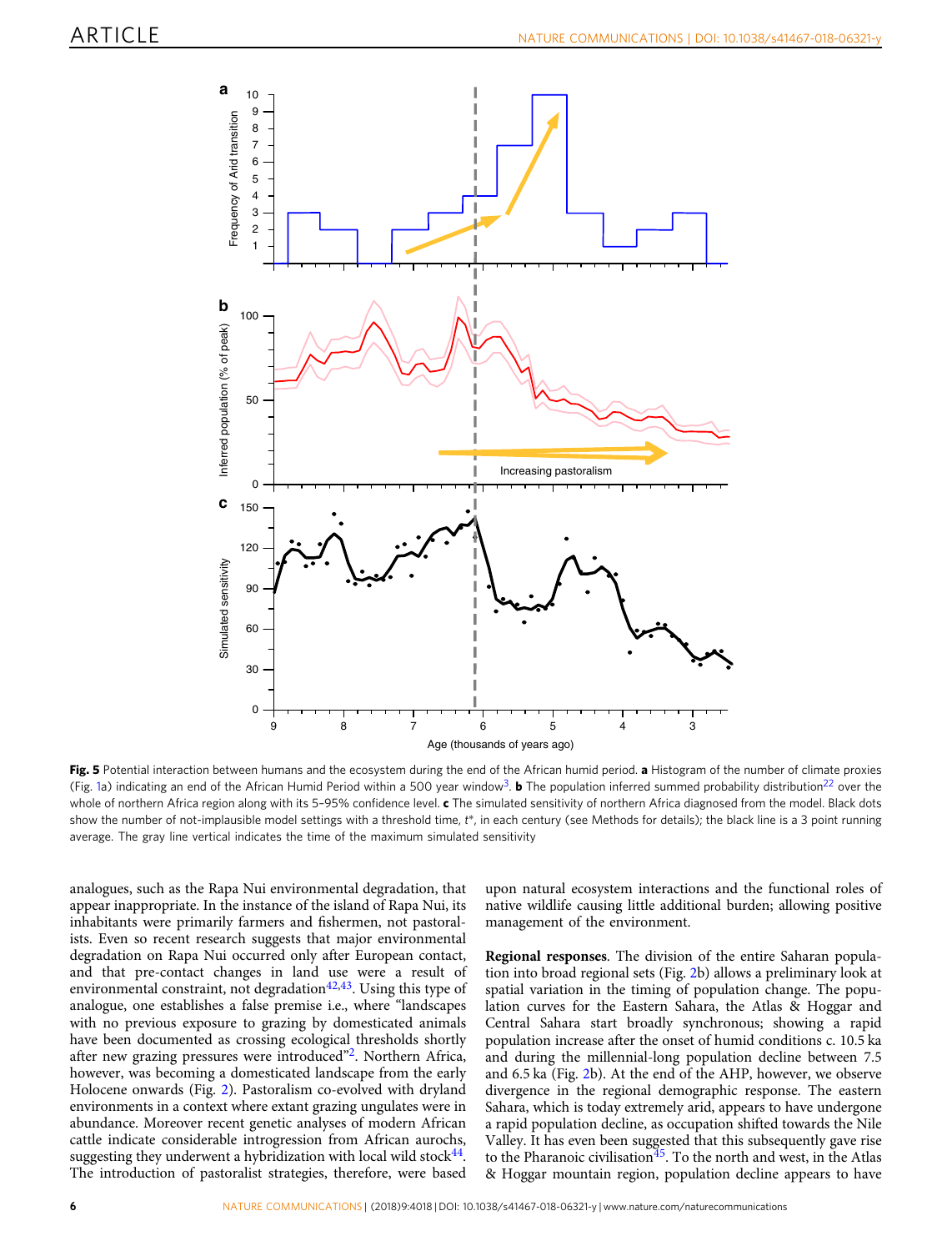**Fig. 5** Potential interaction between humans and the ecosystem during the end of the African humid period. **a** Histogram of the number of climate proxies (Fig. 1a) indicating an end of the African Humid Period within a 500 year window[3]. **b** The population inferred summed probability distribution[22] over the whole of northern Africa region along with its 5–95% confidence level. **c** The simulated sensitivity of northern Africa diagnosed from the model. Black dots show the number of not-implausible model settings with a threshold time, $t^*$, in each century (see Methods for details); the black line is a 3 point running average. The gray line vertical indicates the time of the maximum simulated sensitivity

analogues, such as the Rapa Nui environmental degradation, that appear inappropriate. In the instance of the island of Rapa Nui, its inhabitants were primarily farmers and fishermen, not pastoralists. Even so recent research suggests that major environmental degradation on Rapa Nui occurred only after European contact, and that pre-contact changes in land use were a result of environmental constraint, not degradation[42,43]. Using this type of analogue, one establishes a false premise i.e., where "landscapes with no previous exposure to grazing by domesticated animals have been documented as crossing ecological thresholds shortly after new grazing pressures were introduced"[2]. Northern Africa, however, was becoming a domesticated landscape from the early Holocene onwards (Fig. 2). Pastoralism co-evolved with dryland environments in a context where extant grazing ungulates were in abundance. Moreover recent genetic analyses of modern African cattle indicate considerable introgression from African aurochs, suggesting they underwent a hybridization with local wild stock[44]. The introduction of pastoralist strategies, therefore, were based upon natural ecosystem interactions and the functional roles of native wildlife causing little additional burden; allowing positive management of the environment.

**Regional responses**. The division of the entire Saharan population into broad regional sets (Fig. 2b) allows a preliminary look at spatial variation in the timing of population change. The population curves for the Eastern Sahara, the Atlas & Hoggar and Central Sahara start broadly synchronous; showing a rapid population increase after the onset of humid conditions c. 10.5 ka and during the millennial-long population decline between 7.5 and 6.5 ka (Fig. 2b). At the end of the AHP, however, we observe divergence in the regional demographic response. The eastern Sahara, which is today extremely arid, appears to have undergone a rapid population decline, as occupation shifted towards the Nile Valley. It has even been suggested that this subsequently gave rise to the Pharanoic civilisation[45]. To the north and west, in the Atlas & Hoggar mountain region, population decline appears to have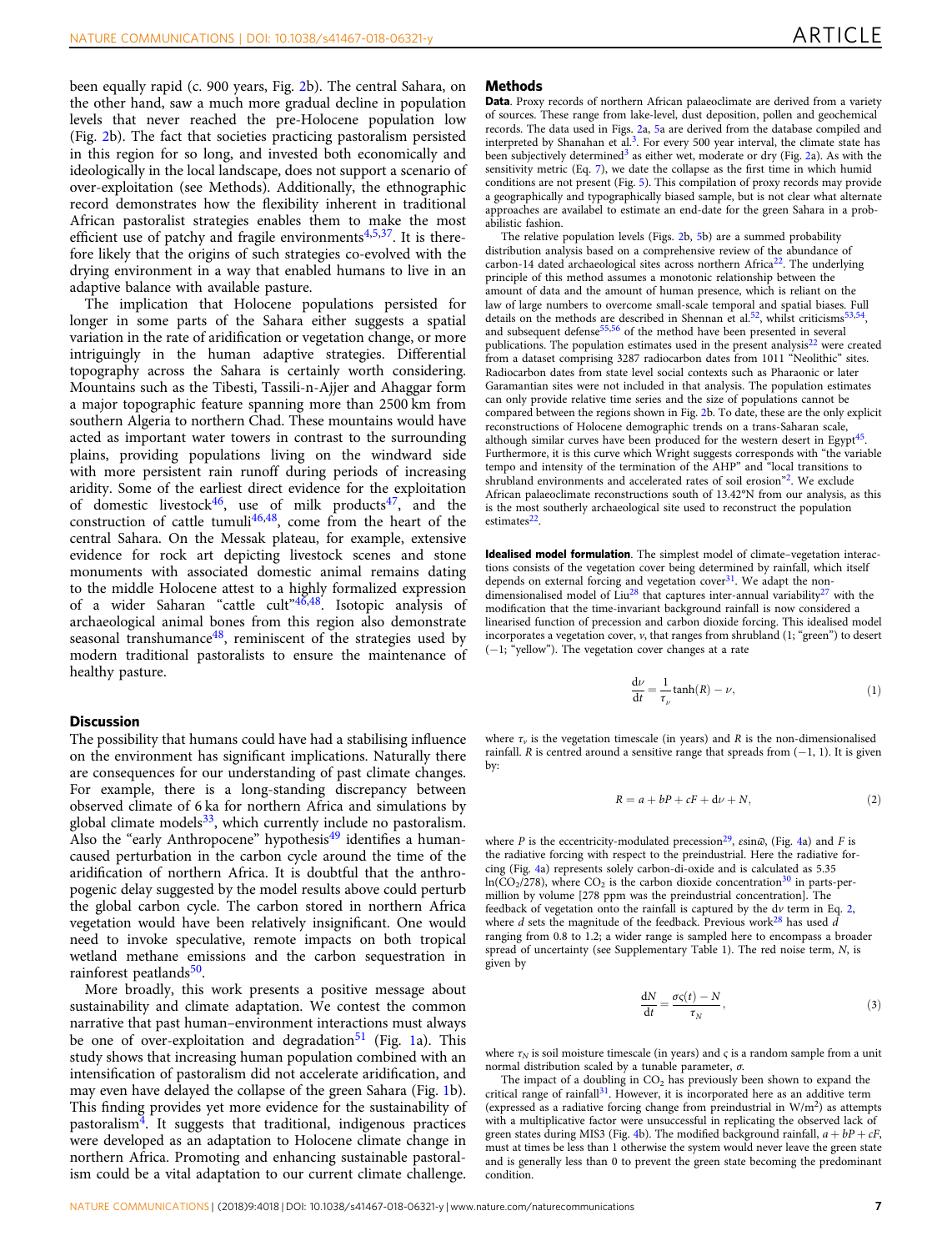been equally rapid (c. 900 years, Fig. 2b). The central Sahara, on the other hand, saw a much more gradual decline in population levels that never reached the pre-Holocene population low (Fig. 2b). The fact that societies practicing pastoralism persisted in this region for so long, and invested both economically and ideologically in the local landscape, does not support a scenario of over-exploitation (see Methods). Additionally, the ethnographic record demonstrates how the flexibility inherent in traditional African pastoralist strategies enables them to make the most efficient use of patchy and fragile environments[4,5,37]. It is therefore likely that the origins of such strategies co-evolved with the drying environment in a way that enabled humans to live in an adaptive balance with available pasture.

The implication that Holocene populations persisted for longer in some parts of the Sahara either suggests a spatial variation in the rate of aridification or vegetation change, or more intriguingly in the human adaptive strategies. Differential topography across the Sahara is certainly worth considering. Mountains such as the Tibesti, Tassili-n-Ajjer and Ahaggar form a major topographic feature spanning more than 2500 km from southern Algeria to northern Chad. These mountains would have acted as important water towers in contrast to the surrounding plains, providing populations living on the windward side with more persistent rain runoff during periods of increasing aridity. Some of the earliest direct evidence for the exploitation of domestic livestock[46], use of milk products[47], and the construction of cattle tumuli[46,48], come from the heart of the central Sahara. On the Messak plateau, for example, extensive evidence for rock art depicting livestock scenes and stone monuments with associated domestic animal remains dating to the middle Holocene attest to a highly formalized expression of a wider Saharan "cattle cult"[46,48]. Isotopic analysis of archaeological animal bones from this region also demonstrate seasonal transhumance[48], reminiscent of the strategies used by modern traditional pastoralists to ensure the maintenance of healthy pasture.

## Discussion

The possibility that humans could have had a stabilising influence on the environment has significant implications. Naturally there are consequences for our understanding of past climate changes. For example, there is a long-standing discrepancy between observed climate of 6 ka for northern Africa and simulations by global climate models[33], which currently include no pastoralism. Also the "early Anthropocene" hypothesis[49] identifies a human-caused perturbation in the carbon cycle around the time of the aridification of northern Africa. It is doubtful that the anthropogenic delay suggested by the model results above could perturb the global carbon cycle. The carbon stored in northern Africa vegetation would have been relatively insignificant. One would need to invoke speculative, remote impacts on both tropical wetland methane emissions and the carbon sequestration in rainforest peatlands[50].

More broadly, this work presents a positive message about sustainability and climate adaptation. We contest the common narrative that past human–environment interactions must always be one of over-exploitation and degradation[51] (Fig. 1a). This study shows that increasing human population combined with an intensification of pastoralism did not accelerate aridification, and may even have delayed the collapse of the green Sahara (Fig. 1b). This finding provides yet more evidence for the sustainability of pastoralism[4]. It suggests that traditional, indigenous practices were developed as an adaptation to Holocene climate change in northern Africa. Promoting and enhancing sustainable pastoralism could be a vital adaptation to our current climate challenge.

## Methods

**Data**. Proxy records of northern African palaeoclimate are derived from a variety of sources. These range from lake-level, dust deposition, pollen and geochemical records. The data used in Figs. 2a, 5a are derived from the database compiled and interpreted by Shanahan et al.[3]. For every 500 year interval, the climate state has been subjectively determined[3] as either wet, moderate or dry (Fig. 2a). As with the sensitivity metric (Eq. 7), we date the collapse as the first time in which humid conditions are not present (Fig. 5). This compilation of proxy records may provide a geographically and typographically biased sample, but is not clear what alternate approaches are availabel to estimate an end-date for the green Sahara in a probabilistic fashion.

The relative population levels (Figs. 2b, 5b) are a summed probability distribution analysis based on a comprehensive review of the abundance of carbon-14 dated archaeological sites across northern Africa[22]. The underlying principle of this method assumes a monotonic relationship between the amount of data and the amount of human presence, which is reliant on the law of large numbers to overcome small-scale temporal and spatial biases. Full details on the methods are described in Shennan et al.[52], whilst criticisms[53,54], and subsequent defense[55,56] of the method have been presented in several publications. The population estimates used in the present analysis[22] were created from a dataset comprising 3287 radiocarbon dates from 1011 "Neolithic" sites. Radiocarbon dates from state level social contexts such as Pharaonic or later Garamantian sites were not included in that analysis. The population estimates can only provide relative time series and the size of populations cannot be compared between the regions shown in Fig. 2b. To date, these are the only explicit reconstructions of Holocene demographic trends on a trans-Saharan scale, although similar curves have been produced for the western desert in Egypt[45]. Furthermore, it is this curve which Wright suggests corresponds with "the variable tempo and intensity of the termination of the AHP" and "local transitions to shrubland environments and accelerated rates of soil erosion"[2]. We exclude African palaeoclimate reconstructions south of 13.42°N from our analysis, as this is the most southerly archaeological site used to reconstruct the population estimates[22].

**Idealised model formulation**. The simplest model of climate–vegetation interactions consists of the vegetation cover being determined by rainfall, which itself depends on external forcing and vegetation cover[31]. We adapt the non-dimensionalised model of Liu[28] that captures inter-annual variability[27] with the modification that the time-invariant background rainfall is now considered a linearised function of precession and carbon dioxide forcing. This idealised model incorporates a vegetation cover, $v$, that ranges from shrubland (1; "green") to desert (−1; "yellow"). The vegetation cover changes at a rate

$$\frac{\mathrm{d}v}{\mathrm{d}t} = \frac{1}{\tau_v}\tanh(R) - v, \tag{1}$$

where $\tau_v$ is the vegetation timescale (in years) and $R$ is the non-dimensionalised rainfall. $R$ is centred around a sensitive range that spreads from (−1, 1). It is given by:

$$R = a + bP + cF + \mathrm{d}v + N, \tag{2}$$

where $P$ is the eccentricity-modulated precession[29], $\varepsilon\sin\varpi$, (Fig. 4a) and $F$ is the radiative forcing with respect to the preindustrial. Here the radiative forcing (Fig. 4a) represents solely carbon-di-oxide and is calculated as $5.35 \ln(CO_2/278)$, where $CO_2$ is the carbon dioxide concentration[30] in parts-per-million by volume [278 ppm was the preindustrial concentration]. The feedback of vegetation onto the rainfall is captured by the $\mathrm{d}v$ term in Eq. 2, where $d$ sets the magnitude of the feedback. Previous work[28] has used $d$ ranging from 0.8 to 1.2; a wider range is sampled here to encompass a broader spread of uncertainty (see Supplementary Table 1). The red noise term, $N$, is given by

$$\frac{\mathrm{d}N}{\mathrm{d}t} = \frac{\sigma\varsigma(t) - N}{\tau_N}, \tag{3}$$

where $\tau_N$ is soil moisture timescale (in years) and $\varsigma$ is a random sample from a unit normal distribution scaled by a tunable parameter, $\sigma$.

The impact of a doubling in $CO_2$ has previously been shown to expand the critical range of rainfall[31]. However, it is incorporated here as an additive term (expressed as a radiative forcing change from preindustrial in W/m$^2$) as attempts with a multiplicative factor were unsuccessful in replicating the observed lack of green states during MIS3 (Fig. 4b). The modified background rainfall, $a + bP + cF$, must at times be less than 1 otherwise the system would never leave the green state and is generally less than 0 to prevent the green state becoming the predominant condition.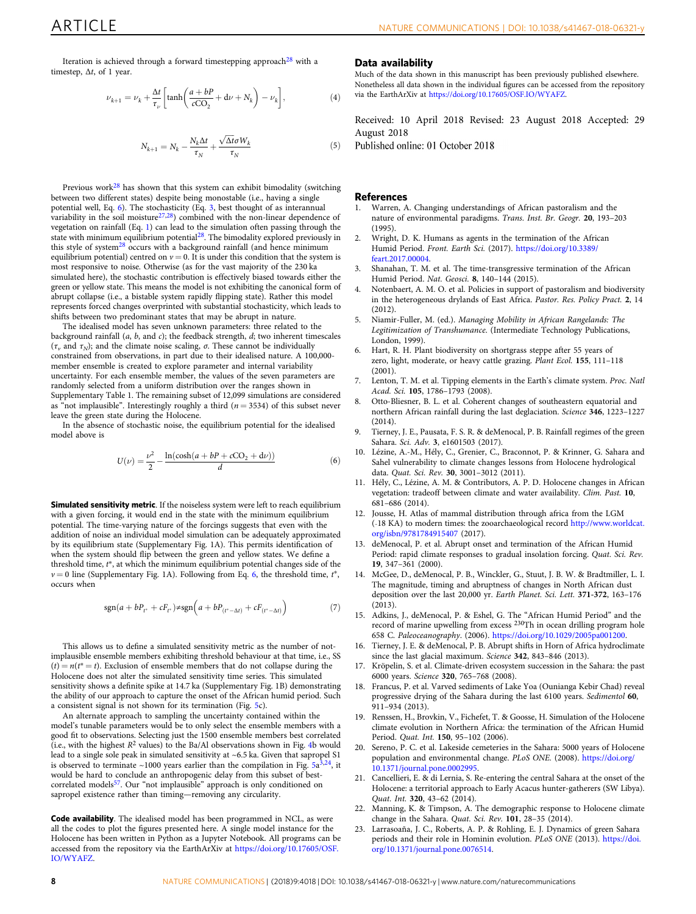Iteration is achieved through a forward timestepping approach[28] with a timestep, $\Delta t$, of 1 year.

$$\nu_{k+1} = \nu_k + \frac{\Delta t}{\tau_\nu}\left[\tanh\left(\frac{a+bP}{cCO_2} + d\nu + N_k\right) - \nu_k\right], \tag{4}$$

$$N_{k+1} = N_k - \frac{N_k \Delta t}{\tau_N} + \frac{\sqrt{\Delta t}\sigma W_k}{\tau_N} \tag{5}$$

Previous work[28] has shown that this system can exhibit bimodality (switching between two different states) despite being monostable (i.e., having a single potential well, Eq. 6). The stochasticity (Eq. 3, best thought of as interannual variability in the soil moisture[27,28]) combined with the non-linear dependence of vegetation on rainfall (Eq. 1) can lead to the simulation often passing through the state with minimum equilibrium potential[28]. The bimodality explored previously in this style of system[28] occurs with a background rainfall (and hence minimum equilibrium potential) centred on $\nu = 0$. It is under this condition that the system is most responsive to noise. Otherwise (as for the vast majority of the 230 ka simulated here), the stochastic contribution is effectively biased towards either the green or yellow state. This means the model is not exhibiting the canonical form of abrupt collapse (i.e., a bistable system rapidly flipping state). Rather this model represents forced changes overprinted with substantial stochasticity, which leads to shifts between two predominant states that may be abrupt in nature.

The idealised model has seven unknown parameters: three related to the background rainfall ($a$, $b$, and $c$); the feedback strength, $d$; two inherent timescales ($\tau_\nu$ and $\tau_N$); and the climate noise scaling, $\sigma$. These cannot be individually constrained from observations, in part due to their idealised nature. A 100,000-member ensemble is created to explore parameter and internal variability uncertainty. For each ensemble member, the values of the seven parameters are randomly selected from a uniform distribution over the ranges shown in Supplementary Table 1. The remaining subset of 12,099 simulations are considered as "not implausible". Interestingly roughly a third ($n = 3534$) of this subset never leave the green state during the Holocene.

In the absence of stochastic noise, the equilibrium potential for the idealised model above is

$$U(\nu) = \frac{\nu^2}{2} - \frac{\ln(\cosh(a + bP + cCO_2 + d\nu))}{d} \tag{6}$$

**Simulated sensitivity metric**. If the noiseless system were left to reach equilibrium with a given forcing, it would end in the state with the minimum equilibrium potential. The time-varying nature of the forcings suggests that even with the addition of noise an individual model simulation can be adequately approximated by its equilibrium state (Supplementary Fig. 1A). This permits identification of when the system should flip between the green and yellow states. We define a threshold time, $t^*$, at which the minimum equilibrium potential changes side of the $\nu = 0$ line (Supplementary Fig. 1A). Following from Eq. 6, the threshold time, $t^*$, occurs when

$$\text{sgn}(a + bP_{t^*} + cF_{t^*}) \neq \text{sgn}\left(a + bP_{(t^*-\Delta t)} + cF_{(t^*-\Delta t)}\right) \tag{7}$$

This allows us to define a simulated sensitivity metric as the number of not-implausible ensemble members exhibiting threshold behaviour at that time, i.e., SS$(t) = n(t^* = t)$. Exclusion of ensemble members that do not collapse during the Holocene does not alter the simulated sensitivity time series. This simulated sensitivity shows a definite spike at 14.7 ka (Supplementary Fig. 1B) demonstrating the ability of our approach to capture the onset of the African humid period. Such a consistent signal is not shown for its termination (Fig. 5c).

An alternate approach to sampling the uncertainty contained within the model's tunable parameters would be to only select the ensemble members with a good fit to observations. Selecting just the 1500 ensemble members best correlated (i.e., with the highest $R^2$ values) to the Ba/Al observations shown in Fig. 4b would lead to a single sole peak in simulated sensitivity at ~6.5 ka. Given that sapropel S1 is observed to terminate ~1000 years earlier than the compilation in Fig. 5a[3,24], it would be hard to conclude an anthropogenic delay from this subset of best-correlated models[57]. Our "not implausible" approach is only conditioned on sapropel existence rather than timing—removing any circularity.

**Code availability**. The idealised model has been programmed in NCL, as were all the codes to plot the figures presented here. A single model instance for the Holocene has been written in Python as a Jupyter Notebook. All programs can be accessed from the repository via the EarthArXiv at https://doi.org/10.17605/OSF.IO/WYAFZ.

## Data availability

Much of the data shown in this manuscript has been previously published elsewhere. Nonetheless all data shown in the individual figures can be accessed from the repository via the EarthArXiv at https://doi.org/10.17605/OSF.IO/WYAFZ.

Received: 10 April 2018 Revised: 23 August 2018 Accepted: 29 August 2018
Published online: 01 October 2018

## References

1. Warren, A. Changing understandings of African pastoralism and the nature of environmental paradigms. *Trans. Inst. Br. Geogr.* **20**, 193–203 (1995).
2. Wright, D. K. Humans as agents in the termination of the African Humid Period. *Front. Earth Sci.* (2017). https://doi.org/10.3389/feart.2017.00004.
3. Shanahan, T. M. et al. The time-transgressive termination of the African Humid Period. *Nat. Geosci.* **8**, 140–144 (2015).
4. Notenbaert, A. M. O. et al. Policies in support of pastoralism and biodiversity in the heterogeneous drylands of East Africa. *Pastor. Res. Policy Pract.* **2**, 14 (2012).
5. Niamir-Fuller, M. (ed.). *Managing Mobility in African Rangelands: The Legitimization of Transhumance*. (Intermediate Technology Publications, London, 1999).
6. Hart, R. H. Plant biodiversity on shortgrass steppe after 55 years of zero, light, moderate, or heavy cattle grazing. *Plant Ecol.* **155**, 111–118 (2001).
7. Lenton, T. M. et al. Tipping elements in the Earth's climate system. *Proc. Natl Acad. Sci.* **105**, 1786–1793 (2008).
8. Otto-Bliesner, B. L. et al. Coherent changes of southeastern equatorial and northern African rainfall during the last deglaciation. *Science* **346**, 1223–1227 (2014).
9. Tierney, J. E., Pausata, F. S. R. & deMenocal, P. B. Rainfall regimes of the green Sahara. *Sci. Adv.* **3**, e1601503 (2017).
10. Lézine, A.-M., Hély, C., Grenier, C., Braconnot, P. & Krinner, G. Sahara and Sahel vulnerability to climate changes lessons from Holocene hydrological data. *Quat. Sci. Rev.* **30**, 3001–3012 (2011).
11. Hély, C., Lézine, A. M. & Contributors, A. P. D. Holocene changes in African vegetation: tradeoff between climate and water availability. *Clim. Past.* **10**, 681–686 (2014).
12. Jousse, H. Atlas of mammal distribution through africa from the LGM (-18 KA) to modern times: the zooarchaeological record http://www.worldcat.org/isbn/9781784915407 (2017).
13. deMenocal, P. et al. Abrupt onset and termination of the African Humid Period: rapid climate responses to gradual insolation forcing. *Quat. Sci. Rev.* **19**, 347–361 (2000).
14. McGee, D., deMenocal, P. B., Winckler, G., Stuut, J. B. W. & Bradtmiller, L. I. The magnitude, timing and abruptness of changes in North African dust deposition over the last 20,000 yr. *Earth Planet. Sci. Lett.* **371-372**, 163–176 (2013).
15. Adkins, J., deMenocal, P. & Eshel, G. The "African Humid Period" and the record of marine upwelling from excess $^{230}$Th in ocean drilling program hole 658 C. *Paleoceanography*. (2006). https://doi.org/10.1029/2005pa001200.
16. Tierney, J. E. & deMenocal, P. B. Abrupt shifts in Horn of Africa hydroclimate since the last glacial maximum. *Science* **342**, 843–846 (2013).
17. Kröpelin, S. et al. Climate-driven ecosystem succession in the Sahara: the past 6000 years. *Science* **320**, 765–768 (2008).
18. Francus, P. et al. Varved sediments of Lake Yoa (Ounianga Kebir Chad) reveal progressive drying of the Sahara during the last 6100 years. *Sedimentol* **60**, 911–934 (2013).
19. Renssen, H., Brovkin, V., Fichefet, T. & Goosse, H. Simulation of the Holocene climate evolution in Northern Africa: the termination of the African Humid Period. *Quat. Int.* **150**, 95–102 (2006).
20. Sereno, P. C. et al. Lakeside cemeteries in the Sahara: 5000 years of Holocene population and environmental change. *PLoS ONE*. (2008). https://doi.org/10.1371/journal.pone.0002995.
21. Cancellieri, E. & di Lernia, S. Re-entering the central Sahara at the onset of the Holocene: a territorial approach to Early Acacus hunter-gatherers (SW Libya). *Quat. Int.* **320**, 43–62 (2014).
22. Manning, K. & Timpson, A. The demographic response to Holocene climate change in the Sahara. *Quat. Sci. Rev.* **101**, 28–35 (2014).
23. Larrasoaña, J. C., Roberts, A. P. & Rohling, E. J. Dynamics of green Sahara periods and their role in Hominin evolution. *PLoS ONE* (2013). https://doi.org/10.1371/journal.pone.0076514.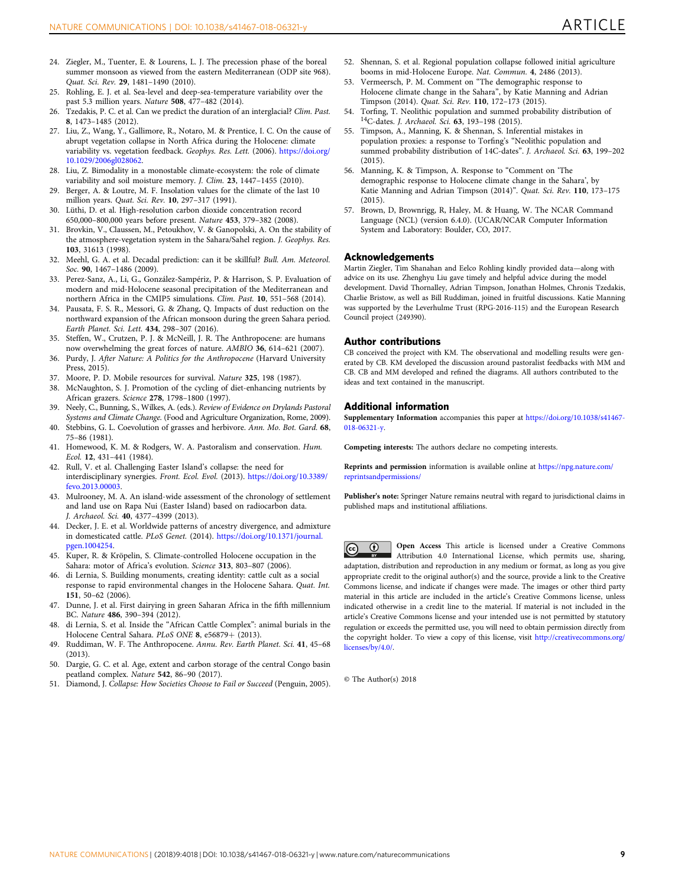24. Ziegler, M., Tuenter, E. & Lourens, L. J. The precession phase of the boreal summer monsoon as viewed from the eastern Mediterranean (ODP site 968). *Quat. Sci. Rev.* **29**, 1481–1490 (2010).
25. Rohling, E. J. et al. Sea-level and deep-sea-temperature variability over the past 5.3 million years. *Nature* **508**, 477–482 (2014).
26. Tzedakis, P. C. et al. Can we predict the duration of an interglacial? *Clim. Past.* **8**, 1473–1485 (2012).
27. Liu, Z., Wang, Y., Gallimore, R., Notaro, M. & Prentice, I. C. On the cause of abrupt vegetation collapse in North Africa during the Holocene: climate variability vs. vegetation feedback. *Geophys. Res. Lett.* (2006). https://doi.org/10.1029/2006gl028062.
28. Liu, Z. Bimodality in a monostable climate-ecosystem: the role of climate variability and soil moisture memory. *J. Clim.* **23**, 1447–1455 (2010).
29. Berger, A. & Loutre, M. F. Insolation values for the climate of the last 10 million years. *Quat. Sci. Rev.* **10**, 297–317 (1991).
30. Lüthi, D. et al. High-resolution carbon dioxide concentration record 650,000–800,000 years before present. *Nature* **453**, 379–382 (2008).
31. Brovkin, V., Claussen, M., Petoukhov, V. & Ganopolski, A. On the stability of the atmosphere-vegetation system in the Sahara/Sahel region. *J. Geophys. Res.* **103**, 31613 (1998).
32. Meehl, G. A. et al. Decadal prediction: can it be skillful? *Bull. Am. Meteorol. Soc.* **90**, 1467–1486 (2009).
33. Perez-Sanz, A., Li, G., González-Sampériz, P. & Harrison, S. P. Evaluation of modern and mid-Holocene seasonal precipitation of the Mediterranean and northern Africa in the CMIP5 simulations. *Clim. Past.* **10**, 551–568 (2014).
34. Pausata, F. S. R., Messori, G. & Zhang, Q. Impacts of dust reduction on the northward expansion of the African monsoon during the green Sahara period. *Earth Planet. Sci. Lett.* **434**, 298–307 (2016).
35. Steffen, W., Crutzen, P. J. & McNeill, J. R. The Anthropocene: are humans now overwhelming the great forces of nature. *AMBIO* **36**, 614–621 (2007).
36. Purdy, J. *After Nature: A Politics for the Anthropocene* (Harvard University Press, 2015).
37. Moore, P. D. Mobile resources for survival. *Nature* **325**, 198 (1987).
38. McNaughton, S. J. Promotion of the cycling of diet-enhancing nutrients by African grazers. *Science* **278**, 1798–1800 (1997).
39. Neely, C., Bunning, S., Wilkes, A. (eds.). *Review of Evidence on Drylands Pastoral Systems and Climate Change.* (Food and Agriculture Organization, Rome, 2009).
40. Stebbins, G. L. Coevolution of grasses and herbivore. *Ann. Mo. Bot. Gard.* **68**, 75–86 (1981).
41. Homewood, K. M. & Rodgers, W. A. Pastoralism and conservation. *Hum. Ecol.* **12**, 431–441 (1984).
42. Rull, V. et al. Challenging Easter Island's collapse: the need for interdisciplinary synergies. *Front. Ecol. Evol.* (2013). https://doi.org/10.3389/fevo.2013.00003.
43. Mulrooney, M. A. An island-wide assessment of the chronology of settlement and land use on Rapa Nui (Easter Island) based on radiocarbon data. *J. Archaeol. Sci.* **40**, 4377–4399 (2013).
44. Decker, J. E. et al. Worldwide patterns of ancestry divergence, and admixture in domesticated cattle. *PLoS Genet.* (2014). https://doi.org/10.1371/journal.pgen.1004254.
45. Kuper, R. & Kröpelin, S. Climate-controlled Holocene occupation in the Sahara: motor of Africa's evolution. *Science* **313**, 803–807 (2006).
46. di Lernia, S. Building monuments, creating identity: cattle cult as a social response to rapid environmental changes in the Holocene Sahara. *Quat. Int.* **151**, 50–62 (2006).
47. Dunne, J. et al. First dairying in green Saharan Africa in the fifth millennium BC. *Nature* **486**, 390–394 (2012).
48. di Lernia, S. et al. Inside the "African Cattle Complex": animal burials in the Holocene Central Sahara. *PLoS ONE* **8**, e56879+ (2013).
49. Ruddiman, W. F. The Anthropocene. *Annu. Rev. Earth Planet. Sci.* **41**, 45–68 (2013).
50. Dargie, G. C. et al. Age, extent and carbon storage of the central Congo basin peatland complex. *Nature* **542**, 86–90 (2017).
51. Diamond, J. *Collapse: How Societies Choose to Fail or Succeed* (Penguin, 2005).
52. Shennan, S. et al. Regional population collapse followed initial agriculture booms in mid-Holocene Europe. *Nat. Commun.* **4**, 2486 (2013).
53. Vermeersch, P. M. Comment on "The demographic response to Holocene climate change in the Sahara", by Katie Manning and Adrian Timpson (2014). *Quat. Sci. Rev.* **110**, 172–173 (2015).
54. Torfing, T. Neolithic population and summed probability distribution of $^{14}$C-dates. *J. Archaeol. Sci.* **63**, 193–198 (2015).
55. Timpson, A., Manning, K. & Shennan, S. Inferential mistakes in population proxies: a response to Torfing's "Neolithic population and summed probability distribution of 14C-dates". *J. Archaeol. Sci.* **63**, 199–202 (2015).
56. Manning, K. & Timpson, A. Response to "Comment on 'The demographic response to Holocene climate change in the Sahara', by Katie Manning and Adrian Timpson (2014)". *Quat. Sci. Rev.* **110**, 173–175 (2015).
57. Brown, D, Brownrigg, R, Haley, M. & Huang, W. The NCAR Command Language (NCL) (version 6.4.0). (UCAR/NCAR Computer Information System and Laboratory: Boulder, CO, 2017.

## Acknowledgements

Martin Ziegler, Tim Shanahan and Eelco Rohling kindly provided data—along with advice on its use. Zhenghyu Liu gave timely and helpful advice during the model development. David Thornalley, Adrian Timpson, Jonathan Holmes, Chronis Tzedakis, Charlie Bristow, as well as Bill Ruddiman, joined in fruitful discussions. Katie Manning was supported by the Leverhulme Trust (RPG-2016-115) and the European Research Council project (249390).

## Author contributions

CB conceived the project with KM. The observational and modelling results were generated by CB. KM developed the discussion around pastoralist feedbacks with MM and CB. CB and MM developed and refined the diagrams. All authors contributed to the ideas and text contained in the manuscript.

## Additional information

**Supplementary Information** accompanies this paper at https://doi.org/10.1038/s41467-018-06321-y.

**Competing interests:** The authors declare no competing interests.

**Reprints and permission** information is available online at https://npg.nature.com/reprintsandpermissions/

**Publisher's note:** Springer Nature remains neutral with regard to jurisdictional claims in published maps and institutional affiliations.

**Open Access** This article is licensed under a Creative Commons Attribution 4.0 International License, which permits use, sharing, adaptation, distribution and reproduction in any medium or format, as long as you give appropriate credit to the original author(s) and the source, provide a link to the Creative Commons license, and indicate if changes were made. The images or other third party material in this article are included in the article's Creative Commons license, unless indicated otherwise in a credit line to the material. If material is not included in the article's Creative Commons license and your intended use is not permitted by statutory regulation or exceeds the permitted use, you will need to obtain permission directly from the copyright holder. To view a copy of this license, visit http://creativecommons.org/licenses/by/4.0/.

© The Author(s) 2018